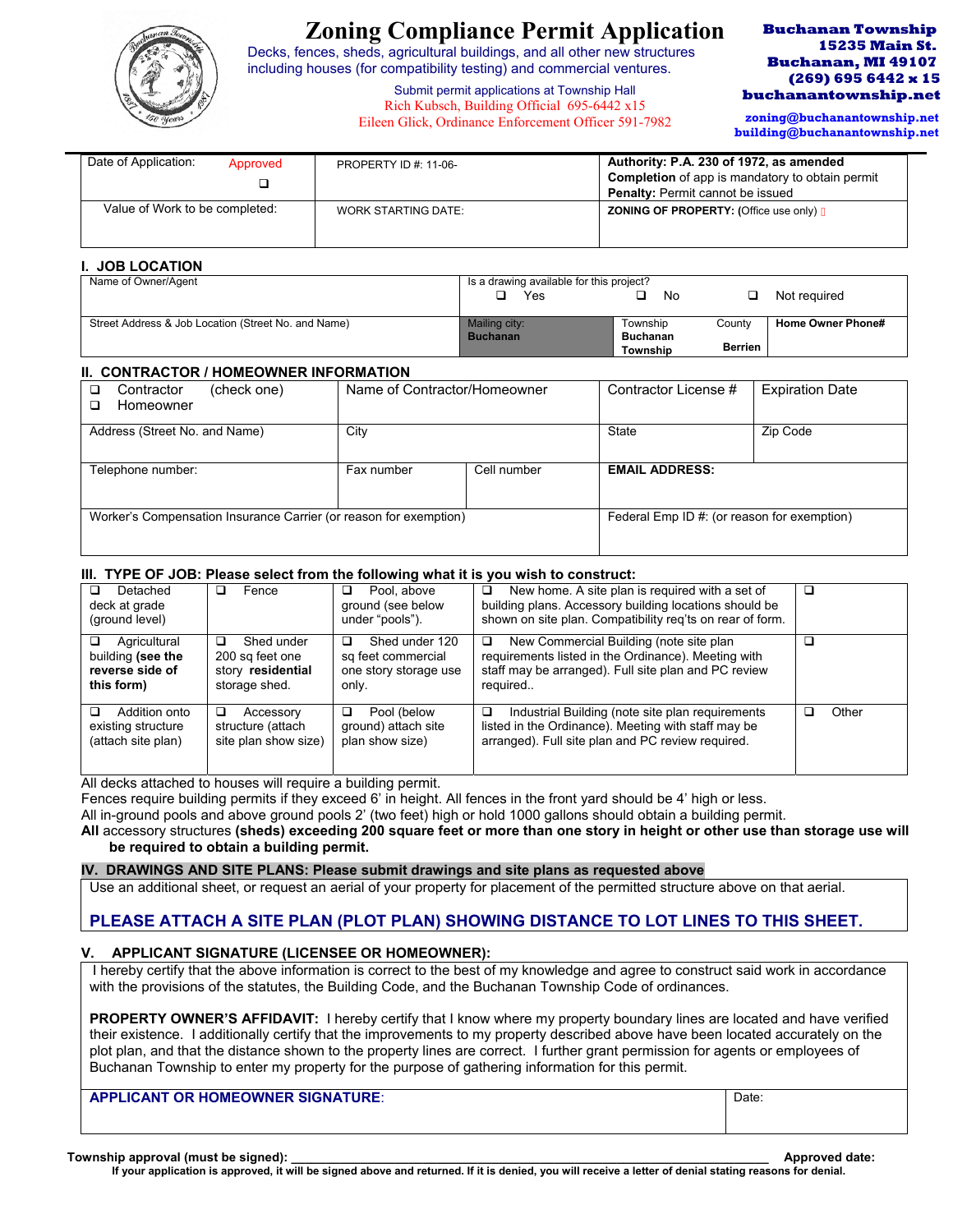# Zoning Compliance Permit Application

Decks, fences, sheds, agricultural buildings, and all other new structures including houses (for compatibility testing) and commercial ventures.

Submit permit applications at Township Hall
Rich Kubsch, Building Official 695-6442 x15
Eileen Glick, Ordinance Enforcement Officer 591-7982

**Buchanan Township**
**15235 Main St.**
**Buchanan, MI 49107**
**(269) 695 6442 x 15**
**buchanantownship.net**
**zoning@buchanantownship.net**
**building@buchanantownship.net**

| Date of Application: Approved ❑ | PROPERTY ID #: 11-06- | **Authority:** P.A. 230 of 1972, as amended **Completion** of app is mandatory to obtain permit **Penalty:** Permit cannot be issued |
|---|---|---|
| Value of Work to be completed: | WORK STARTING DATE: | **ZONING OF PROPERTY:** (Office use only) |

## I. JOB LOCATION

| Name of Owner/Agent | Is a drawing available for this project? ❑ Yes ❑ No ❑ Not required | | |
|---|---|---|---|
| Street Address & Job Location (Street No. and Name) | Mailing city: **Buchanan** | Township **Buchanan Township** County **Berrien** | **Home Owner Phone#** |

## II. CONTRACTOR / HOMEOWNER INFORMATION

| ❑ Contractor (check one) ❑ Homeowner | Name of Contractor/Homeowner | | Contractor License # | Expiration Date |
|---|---|---|---|---|
| Address (Street No. and Name) | City | | State | Zip Code |
| Telephone number: | Fax number | Cell number | **EMAIL ADDRESS:** | |
| Worker's Compensation Insurance Carrier (or reason for exemption) | | | Federal Emp ID #: (or reason for exemption) | |

## III. TYPE OF JOB: Please select from the following what it is you wish to construct:

| | | | | |
|---|---|---|---|---|
| ❑ Detached deck at grade (ground level) | ❑ Fence | ❑ Pool, above ground (see below under "pools"). | ❑ New home. A site plan is required with a set of building plans. Accessory building locations should be shown on site plan. Compatibility req'ts on rear of form. | ❑ |
| ❑ Agricultural building **(see the reverse side of this form)** | ❑ Shed under 200 sq feet one story **residential** storage shed. | ❑ Shed under 120 sq feet commercial one story storage use only. | ❑ New Commercial Building (note site plan requirements listed in the Ordinance). Meeting with staff may be arranged). Full site plan and PC review required.. | ❑ |
| ❑ Addition onto existing structure (attach site plan) | ❑ Accessory structure (attach site plan show size) | ❑ Pool (below ground) attach site plan show size) | ❑ Industrial Building (note site plan requirements listed in the Ordinance). Meeting with staff may be arranged). Full site plan and PC review required. | ❑ Other |

All decks attached to houses will require a building permit.
Fences require building permits if they exceed 6' in height. All fences in the front yard should be 4' high or less.
All in-ground pools and above ground pools 2' (two feet) high or hold 1000 gallons should obtain a building permit.
**All** accessory structures **(sheds) exceeding 200 square feet or more than one story in height or other use than storage use will be required to obtain a building permit.**

## IV. DRAWINGS AND SITE PLANS: Please submit drawings and site plans as requested above

Use an additional sheet, or request an aerial of your property for placement of the permitted structure above on that aerial.

**PLEASE ATTACH A SITE PLAN (PLOT PLAN) SHOWING DISTANCE TO LOT LINES TO THIS SHEET.**

## V. APPLICANT SIGNATURE (LICENSEE OR HOMEOWNER):

I hereby certify that the above information is correct to the best of my knowledge and agree to construct said work in accordance with the provisions of the statutes, the Building Code, and the Buchanan Township Code of ordinances.

**PROPERTY OWNER'S AFFIDAVIT:** I hereby certify that I know where my property boundary lines are located and have verified their existence. I additionally certify that the improvements to my property described above have been located accurately on the plot plan, and that the distance shown to the property lines are correct. I further grant permission for agents or employees of Buchanan Township to enter my property for the purpose of gathering information for this permit.

| **APPLICANT OR HOMEOWNER SIGNATURE**: | Date: |
|---|---|

**Township approval (must be signed):** ______________________________ **Approved date:**

**If your application is approved, it will be signed above and returned. If it is denied, you will receive a letter of denial stating reasons for denial.**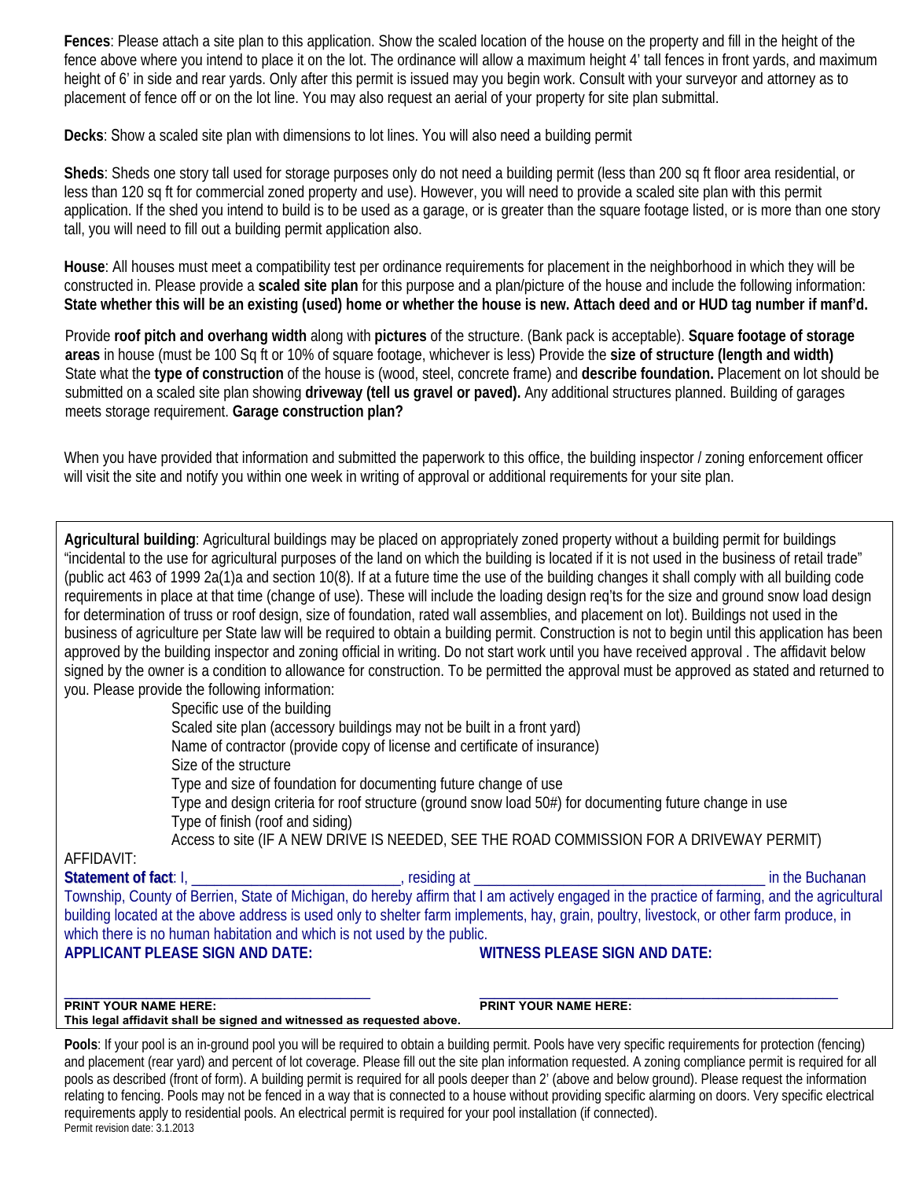**Fences**: Please attach a site plan to this application. Show the scaled location of the house on the property and fill in the height of the fence above where you intend to place it on the lot. The ordinance will allow a maximum height 4' tall fences in front yards, and maximum height of 6' in side and rear yards. Only after this permit is issued may you begin work. Consult with your surveyor and attorney as to placement of fence off or on the lot line. You may also request an aerial of your property for site plan submittal.

**Decks**: Show a scaled site plan with dimensions to lot lines. You will also need a building permit

**Sheds**: Sheds one story tall used for storage purposes only do not need a building permit (less than 200 sq ft floor area residential, or less than 120 sq ft for commercial zoned property and use). However, you will need to provide a scaled site plan with this permit application. If the shed you intend to build is to be used as a garage, or is greater than the square footage listed, or is more than one story tall, you will need to fill out a building permit application also.

**House**: All houses must meet a compatibility test per ordinance requirements for placement in the neighborhood in which they will be constructed in. Please provide a **scaled site plan** for this purpose and a plan/picture of the house and include the following information: **State whether this will be an existing (used) home or whether the house is new. Attach deed and or HUD tag number if manf'd.**

Provide **roof pitch and overhang width** along with **pictures** of the structure. (Bank pack is acceptable). **Square footage of storage areas** in house (must be 100 Sq ft or 10% of square footage, whichever is less) Provide the **size of structure (length and width)** State what the **type of construction** of the house is (wood, steel, concrete frame) and **describe foundation.** Placement on lot should be submitted on a scaled site plan showing **driveway (tell us gravel or paved).** Any additional structures planned. Building of garages meets storage requirement. **Garage construction plan?**

When you have provided that information and submitted the paperwork to this office, the building inspector / zoning enforcement officer will visit the site and notify you within one week in writing of approval or additional requirements for your site plan.

**Agricultural building**: Agricultural buildings may be placed on appropriately zoned property without a building permit for buildings "incidental to the use for agricultural purposes of the land on which the building is located if it is not used in the business of retail trade" (public act 463 of 1999 2a(1)a and section 10(8). If at a future time the use of the building changes it shall comply with all building code requirements in place at that time (change of use). These will include the loading design req'ts for the size and ground snow load design for determination of truss or roof design, size of foundation, rated wall assemblies, and placement on lot). Buildings not used in the business of agriculture per State law will be required to obtain a building permit. Construction is not to begin until this application has been approved by the building inspector and zoning official in writing. Do not start work until you have received approval . The affidavit below signed by the owner is a condition to allowance for construction. To be permitted the approval must be approved as stated and returned to you. Please provide the following information:

- Specific use of the building
- Scaled site plan (accessory buildings may not be built in a front yard)
- Name of contractor (provide copy of license and certificate of insurance)
- Size of the structure
- Type and size of foundation for documenting future change of use
- Type and design criteria for roof structure (ground snow load 50#) for documenting future change in use
- Type of finish (roof and siding)
- Access to site (IF A NEW DRIVE IS NEEDED, SEE THE ROAD COMMISSION FOR A DRIVEWAY PERMIT)

AFFIDAVIT:

**Statement of fact**: I, ____________________________, residing at ________________________________________ in the Buchanan Township, County of Berrien, State of Michigan, do hereby affirm that I am actively engaged in the practice of farming, and the agricultural building located at the above address is used only to shelter farm implements, hay, grain, poultry, livestock, or other farm produce, in which there is no human habitation and which is not used by the public.

**APPLICANT PLEASE SIGN AND DATE:** **WITNESS PLEASE SIGN AND DATE:**

______________________________________________ ______________________________________________

**PRINT YOUR NAME HERE:** **PRINT YOUR NAME HERE:**

**This legal affidavit shall be signed and witnessed as requested above.**

**Pools**: If your pool is an in-ground pool you will be required to obtain a building permit. Pools have very specific requirements for protection (fencing) and placement (rear yard) and percent of lot coverage. Please fill out the site plan information requested. A zoning compliance permit is required for all pools as described (front of form). A building permit is required for all pools deeper than 2' (above and below ground). Please request the information relating to fencing. Pools may not be fenced in a way that is connected to a house without providing specific alarming on doors. Very specific electrical requirements apply to residential pools. An electrical permit is required for your pool installation (if connected).

Permit revision date: 3.1.2013